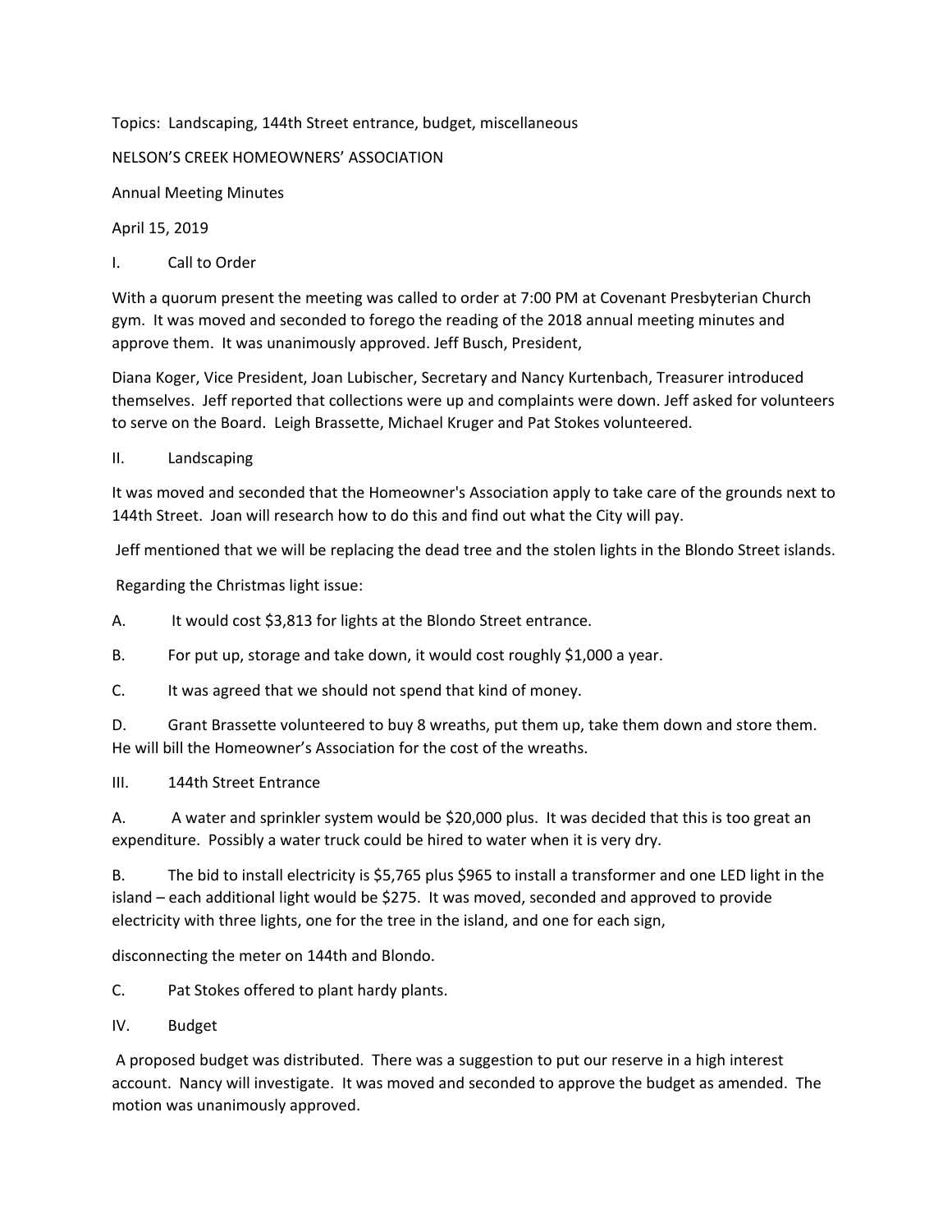Topics: Landscaping, 144th Street entrance, budget, miscellaneous

NELSON'S CREEK HOMEOWNERS' ASSOCIATION

Annual Meeting Minutes

April 15, 2019

I. Call to Order

With a quorum present the meeting was called to order at 7:00 PM at Covenant Presbyterian Church gym. It was moved and seconded to forego the reading of the 2018 annual meeting minutes and approve them. It was unanimously approved. Jeff Busch, President,

Diana Koger, Vice President, Joan Lubischer, Secretary and Nancy Kurtenbach, Treasurer introduced themselves. Jeff reported that collections were up and complaints were down. Jeff asked for volunteers to serve on the Board. Leigh Brassette, Michael Kruger and Pat Stokes volunteered.

II. Landscaping

It was moved and seconded that the Homeowner's Association apply to take care of the grounds next to 144th Street. Joan will research how to do this and find out what the City will pay.

Jeff mentioned that we will be replacing the dead tree and the stolen lights in the Blondo Street islands.

Regarding the Christmas light issue:

A. It would cost $3,813 for lights at the Blondo Street entrance.

B. For put up, storage and take down, it would cost roughly $1,000 a year.

C. It was agreed that we should not spend that kind of money.

D. Grant Brassette volunteered to buy 8 wreaths, put them up, take them down and store them. He will bill the Homeowner's Association for the cost of the wreaths.

III. 144th Street Entrance

A. A water and sprinkler system would be $20,000 plus. It was decided that this is too great an expenditure. Possibly a water truck could be hired to water when it is very dry.

B. The bid to install electricity is $5,765 plus $965 to install a transformer and one LED light in the island – each additional light would be $275. It was moved, seconded and approved to provide electricity with three lights, one for the tree in the island, and one for each sign,

disconnecting the meter on 144th and Blondo.

C. Pat Stokes offered to plant hardy plants.

IV. Budget

A proposed budget was distributed. There was a suggestion to put our reserve in a high interest account. Nancy will investigate. It was moved and seconded to approve the budget as amended. The motion was unanimously approved.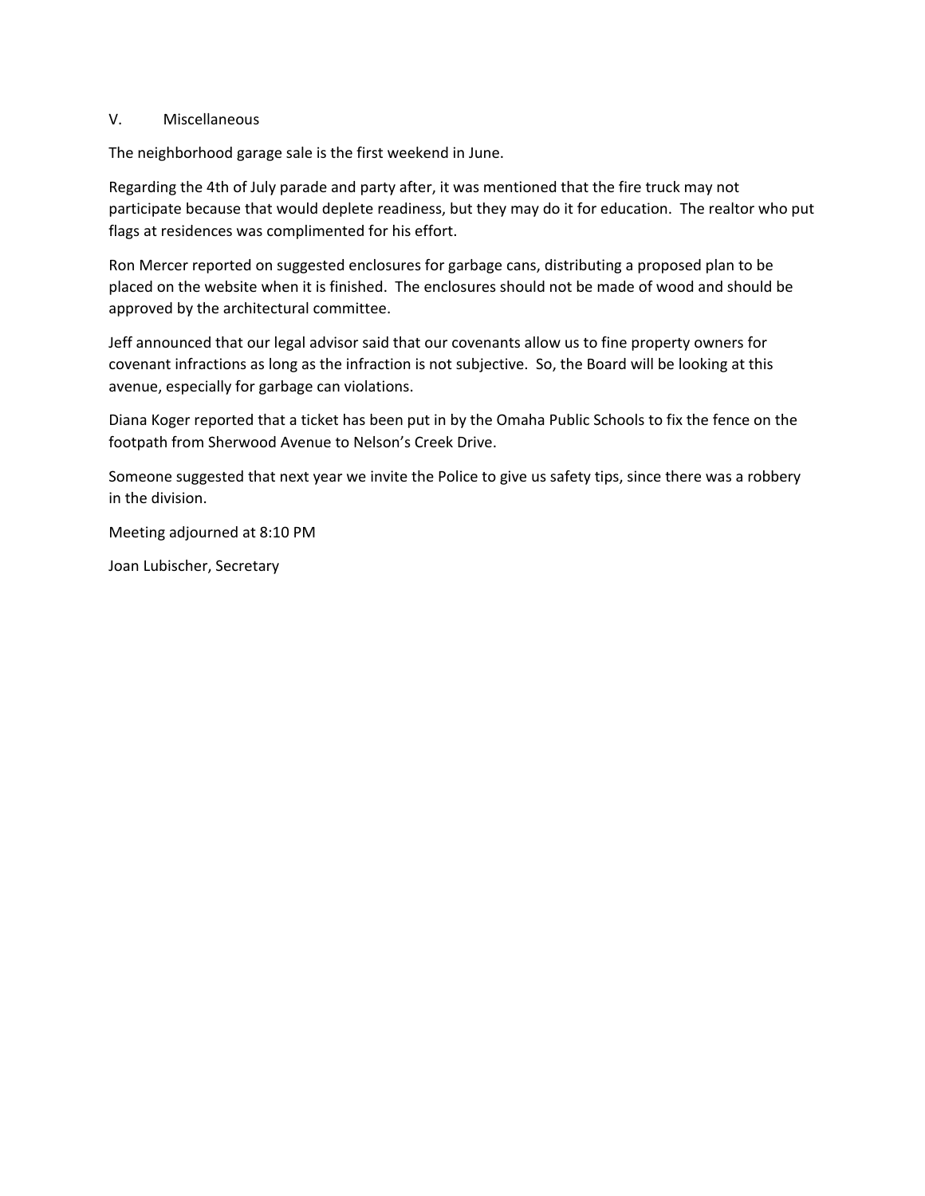## V. Miscellaneous

The neighborhood garage sale is the first weekend in June.

Regarding the 4th of July parade and party after, it was mentioned that the fire truck may not participate because that would deplete readiness, but they may do it for education. The realtor who put flags at residences was complimented for his effort.

Ron Mercer reported on suggested enclosures for garbage cans, distributing a proposed plan to be placed on the website when it is finished. The enclosures should not be made of wood and should be approved by the architectural committee.

Jeff announced that our legal advisor said that our covenants allow us to fine property owners for covenant infractions as long as the infraction is not subjective. So, the Board will be looking at this avenue, especially for garbage can violations.

Diana Koger reported that a ticket has been put in by the Omaha Public Schools to fix the fence on the footpath from Sherwood Avenue to Nelson's Creek Drive.

Someone suggested that next year we invite the Police to give us safety tips, since there was a robbery in the division.

Meeting adjourned at 8:10 PM

Joan Lubischer, Secretary